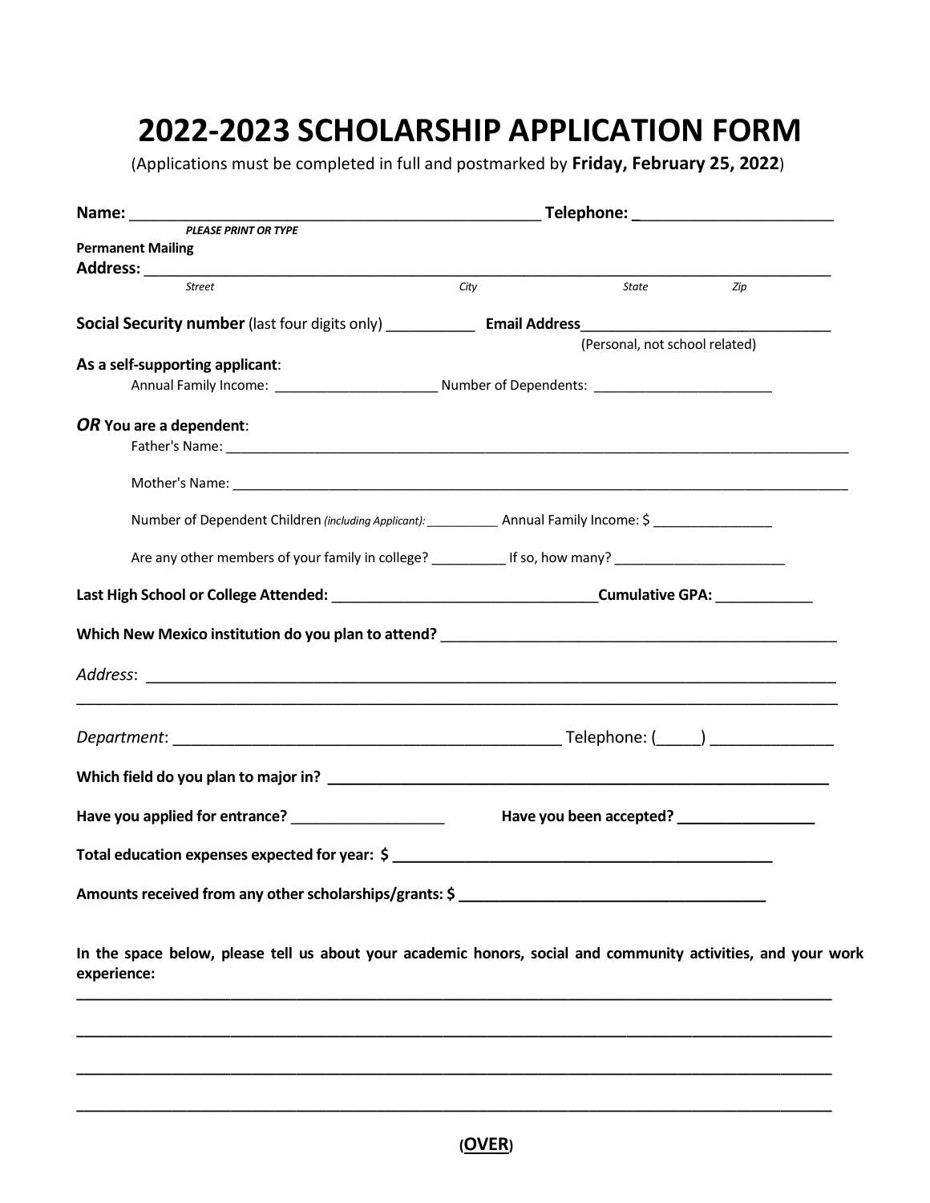# 2022-2023 SCHOLARSHIP APPLICATION FORM

(Applications must be completed in full and postmarked by **Friday, February 25, 2022**)

**Name:** ______________________________________________ **Telephone:** ______________________

*PLEASE PRINT OR TYPE*

**Permanent Mailing Address:** ________________________________________________________________

*Street* *City* *State* *Zip*

**Social Security number** (last four digits only) ___________ **Email Address**______________________________

(Personal, not school related)

**As a self-supporting applicant**:

Annual Family Income: _____________________ Number of Dependents: _______________________

***OR*** **You are a dependent**:

Father's Name: ________________________________________________________________________________

Mother's Name: ________________________________________________________________________________

Number of Dependent Children *(including Applicant):* __________ Annual Family Income: $ _______________

Are any other members of your family in college? __________ If so, how many? ______________________

**Last High School or College Attended:** ________________________________**Cumulative GPA:** ____________

**Which New Mexico institution do you plan to attend?** _______________________________________________

*Address*: ______________________________________________________________________________

______________________________________________________________________________________

*Department*: _____________________________________________ Telephone: (_____) ______________

**Which field do you plan to major in?** ___________________________________________________________

**Have you applied for entrance?** ___________________ **Have you been accepted?** ________________

**Total education expenses expected for year: $** ____________________________________________

**Amounts received from any other scholarships/grants: $** ____________________________________

**In the space below, please tell us about your academic honors, social and community activities, and your work experience:**

______________________________________________________________________________________

______________________________________________________________________________________

______________________________________________________________________________________

______________________________________________________________________________________

(**OVER**)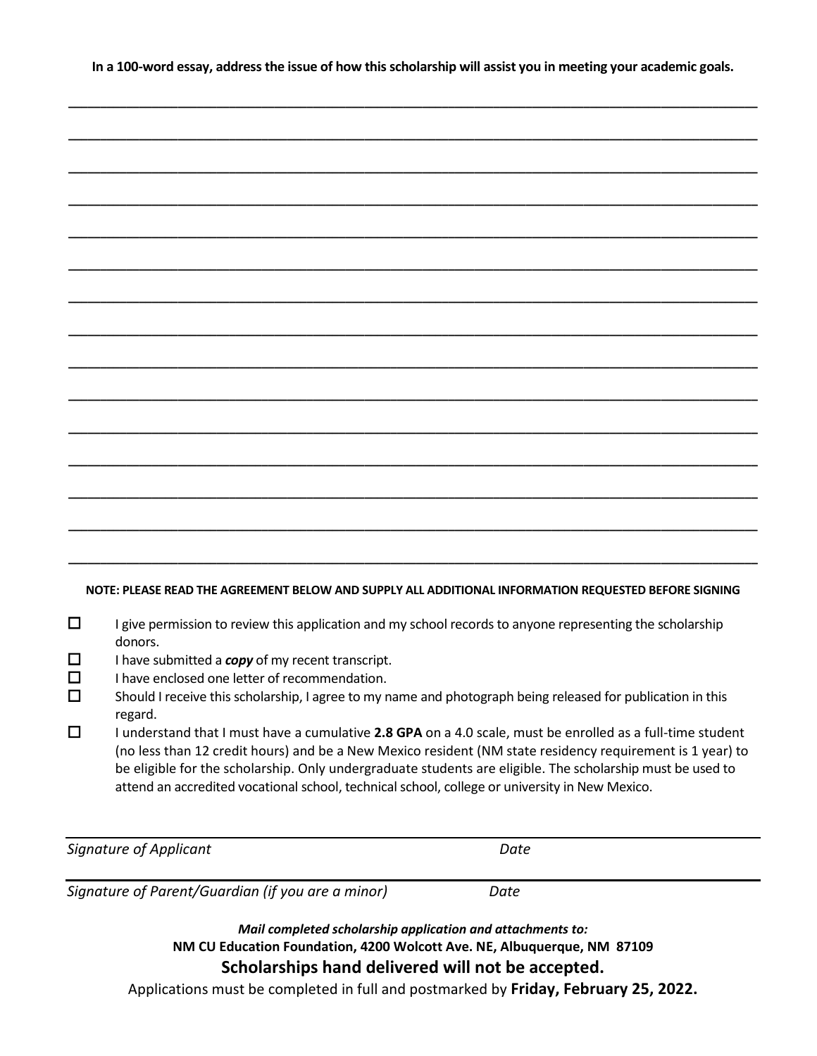**In a 100-word essay, address the issue of how this scholarship will assist you in meeting your academic goals.**

\_\_\_\_\_\_\_\_\_\_\_\_\_\_\_\_\_\_\_\_\_\_\_\_\_\_\_\_\_\_\_\_\_\_\_\_\_\_\_\_\_\_\_\_\_\_\_\_\_\_\_\_\_\_\_\_\_\_\_\_\_\_\_\_\_\_\_\_\_\_\_\_\_\_\_\_\_\_

\_\_\_\_\_\_\_\_\_\_\_\_\_\_\_\_\_\_\_\_\_\_\_\_\_\_\_\_\_\_\_\_\_\_\_\_\_\_\_\_\_\_\_\_\_\_\_\_\_\_\_\_\_\_\_\_\_\_\_\_\_\_\_\_\_\_\_\_\_\_\_\_\_\_\_\_\_\_

\_\_\_\_\_\_\_\_\_\_\_\_\_\_\_\_\_\_\_\_\_\_\_\_\_\_\_\_\_\_\_\_\_\_\_\_\_\_\_\_\_\_\_\_\_\_\_\_\_\_\_\_\_\_\_\_\_\_\_\_\_\_\_\_\_\_\_\_\_\_\_\_\_\_\_\_\_\_

\_\_\_\_\_\_\_\_\_\_\_\_\_\_\_\_\_\_\_\_\_\_\_\_\_\_\_\_\_\_\_\_\_\_\_\_\_\_\_\_\_\_\_\_\_\_\_\_\_\_\_\_\_\_\_\_\_\_\_\_\_\_\_\_\_\_\_\_\_\_\_\_\_\_\_\_\_\_

\_\_\_\_\_\_\_\_\_\_\_\_\_\_\_\_\_\_\_\_\_\_\_\_\_\_\_\_\_\_\_\_\_\_\_\_\_\_\_\_\_\_\_\_\_\_\_\_\_\_\_\_\_\_\_\_\_\_\_\_\_\_\_\_\_\_\_\_\_\_\_\_\_\_\_\_\_\_

\_\_\_\_\_\_\_\_\_\_\_\_\_\_\_\_\_\_\_\_\_\_\_\_\_\_\_\_\_\_\_\_\_\_\_\_\_\_\_\_\_\_\_\_\_\_\_\_\_\_\_\_\_\_\_\_\_\_\_\_\_\_\_\_\_\_\_\_\_\_\_\_\_\_\_\_\_\_

\_\_\_\_\_\_\_\_\_\_\_\_\_\_\_\_\_\_\_\_\_\_\_\_\_\_\_\_\_\_\_\_\_\_\_\_\_\_\_\_\_\_\_\_\_\_\_\_\_\_\_\_\_\_\_\_\_\_\_\_\_\_\_\_\_\_\_\_\_\_\_\_\_\_\_\_\_\_

\_\_\_\_\_\_\_\_\_\_\_\_\_\_\_\_\_\_\_\_\_\_\_\_\_\_\_\_\_\_\_\_\_\_\_\_\_\_\_\_\_\_\_\_\_\_\_\_\_\_\_\_\_\_\_\_\_\_\_\_\_\_\_\_\_\_\_\_\_\_\_\_\_\_\_\_\_\_

\_\_\_\_\_\_\_\_\_\_\_\_\_\_\_\_\_\_\_\_\_\_\_\_\_\_\_\_\_\_\_\_\_\_\_\_\_\_\_\_\_\_\_\_\_\_\_\_\_\_\_\_\_\_\_\_\_\_\_\_\_\_\_\_\_\_\_\_\_\_\_\_\_\_\_\_\_\_

\_\_\_\_\_\_\_\_\_\_\_\_\_\_\_\_\_\_\_\_\_\_\_\_\_\_\_\_\_\_\_\_\_\_\_\_\_\_\_\_\_\_\_\_\_\_\_\_\_\_\_\_\_\_\_\_\_\_\_\_\_\_\_\_\_\_\_\_\_\_\_\_\_\_\_\_\_\_

\_\_\_\_\_\_\_\_\_\_\_\_\_\_\_\_\_\_\_\_\_\_\_\_\_\_\_\_\_\_\_\_\_\_\_\_\_\_\_\_\_\_\_\_\_\_\_\_\_\_\_\_\_\_\_\_\_\_\_\_\_\_\_\_\_\_\_\_\_\_\_\_\_\_\_\_\_\_

\_\_\_\_\_\_\_\_\_\_\_\_\_\_\_\_\_\_\_\_\_\_\_\_\_\_\_\_\_\_\_\_\_\_\_\_\_\_\_\_\_\_\_\_\_\_\_\_\_\_\_\_\_\_\_\_\_\_\_\_\_\_\_\_\_\_\_\_\_\_\_\_\_\_\_\_\_\_

\_\_\_\_\_\_\_\_\_\_\_\_\_\_\_\_\_\_\_\_\_\_\_\_\_\_\_\_\_\_\_\_\_\_\_\_\_\_\_\_\_\_\_\_\_\_\_\_\_\_\_\_\_\_\_\_\_\_\_\_\_\_\_\_\_\_\_\_\_\_\_\_\_\_\_\_\_\_

\_\_\_\_\_\_\_\_\_\_\_\_\_\_\_\_\_\_\_\_\_\_\_\_\_\_\_\_\_\_\_\_\_\_\_\_\_\_\_\_\_\_\_\_\_\_\_\_\_\_\_\_\_\_\_\_\_\_\_\_\_\_\_\_\_\_\_\_\_\_\_\_\_\_\_\_\_\_

\_\_\_\_\_\_\_\_\_\_\_\_\_\_\_\_\_\_\_\_\_\_\_\_\_\_\_\_\_\_\_\_\_\_\_\_\_\_\_\_\_\_\_\_\_\_\_\_\_\_\_\_\_\_\_\_\_\_\_\_\_\_\_\_\_\_\_\_\_\_\_\_\_\_\_\_\_\_

**NOTE: PLEASE READ THE AGREEMENT BELOW AND SUPPLY ALL ADDITIONAL INFORMATION REQUESTED BEFORE SIGNING**

- ☐ I give permission to review this application and my school records to anyone representing the scholarship donors.
- ☐ I have submitted a ***copy*** of my recent transcript.
- ☐ I have enclosed one letter of recommendation.
- ☐ Should I receive this scholarship, I agree to my name and photograph being released for publication in this regard.
- ☐ I understand that I must have a cumulative **2.8 GPA** on a 4.0 scale, must be enrolled as a full-time student (no less than 12 credit hours) and be a New Mexico resident (NM state residency requirement is 1 year) to be eligible for the scholarship. Only undergraduate students are eligible. The scholarship must be used to attend an accredited vocational school, technical school, college or university in New Mexico.

\_\_\_\_\_\_\_\_\_\_\_\_\_\_\_\_\_\_\_\_\_\_\_\_\_\_\_\_\_\_\_\_\_\_\_\_\_\_\_\_\_\_\_\_\_\_\_\_\_\_\_\_\_\_\_\_\_\_\_\_\_\_\_\_\_\_\_\_\_\_\_\_\_\_\_\_\_\_

*Signature of Applicant* *Date*

\_\_\_\_\_\_\_\_\_\_\_\_\_\_\_\_\_\_\_\_\_\_\_\_\_\_\_\_\_\_\_\_\_\_\_\_\_\_\_\_\_\_\_\_\_\_\_\_\_\_\_\_\_\_\_\_\_\_\_\_\_\_\_\_\_\_\_\_\_\_\_\_\_\_\_\_\_\_

*Signature of Parent/Guardian (if you are a minor)* *Date*

***Mail completed scholarship application and attachments to:***

**NM CU Education Foundation, 4200 Wolcott Ave. NE, Albuquerque, NM 87109**

**Scholarships hand delivered will not be accepted.**

Applications must be completed in full and postmarked by **Friday, February 25, 2022.**